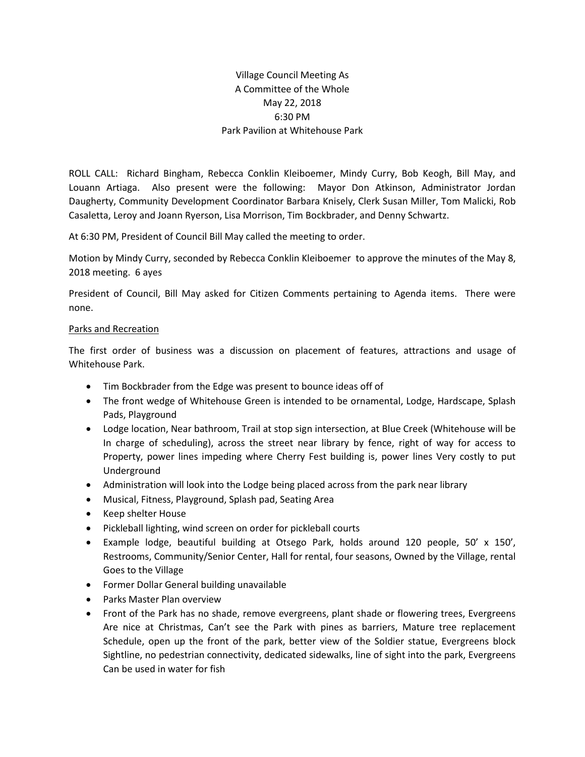Village Council Meeting As
A Committee of the Whole
May 22, 2018
6:30 PM
Park Pavilion at Whitehouse Park

ROLL CALL: Richard Bingham, Rebecca Conklin Kleiboemer, Mindy Curry, Bob Keogh, Bill May, and Louann Artiaga. Also present were the following: Mayor Don Atkinson, Administrator Jordan Daugherty, Community Development Coordinator Barbara Knisely, Clerk Susan Miller, Tom Malicki, Rob Casaletta, Leroy and Joann Ryerson, Lisa Morrison, Tim Bockbrader, and Denny Schwartz.

At 6:30 PM, President of Council Bill May called the meeting to order.

Motion by Mindy Curry, seconded by Rebecca Conklin Kleiboemer to approve the minutes of the May 8, 2018 meeting. 6 ayes

President of Council, Bill May asked for Citizen Comments pertaining to Agenda items. There were none.

Parks and Recreation

The first order of business was a discussion on placement of features, attractions and usage of Whitehouse Park.

- Tim Bockbrader from the Edge was present to bounce ideas off of
- The front wedge of Whitehouse Green is intended to be ornamental, Lodge, Hardscape, Splash Pads, Playground
- Lodge location, Near bathroom, Trail at stop sign intersection, at Blue Creek (Whitehouse will be In charge of scheduling), across the street near library by fence, right of way for access to Property, power lines impeding where Cherry Fest building is, power lines Very costly to put Underground
- Administration will look into the Lodge being placed across from the park near library
- Musical, Fitness, Playground, Splash pad, Seating Area
- Keep shelter House
- Pickleball lighting, wind screen on order for pickleball courts
- Example lodge, beautiful building at Otsego Park, holds around 120 people, 50' x 150', Restrooms, Community/Senior Center, Hall for rental, four seasons, Owned by the Village, rental Goes to the Village
- Former Dollar General building unavailable
- Parks Master Plan overview
- Front of the Park has no shade, remove evergreens, plant shade or flowering trees, Evergreens Are nice at Christmas, Can't see the Park with pines as barriers, Mature tree replacement Schedule, open up the front of the park, better view of the Soldier statue, Evergreens block Sightline, no pedestrian connectivity, dedicated sidewalks, line of sight into the park, Evergreens Can be used in water for fish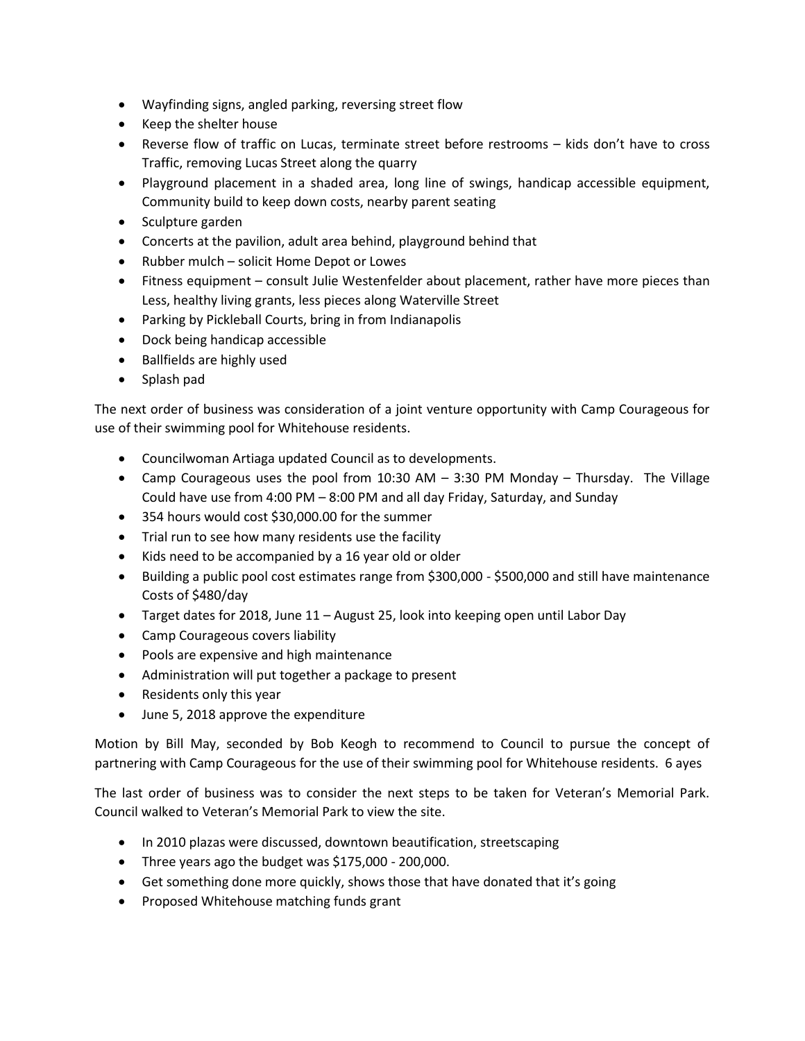- Wayfinding signs, angled parking, reversing street flow
- Keep the shelter house
- Reverse flow of traffic on Lucas, terminate street before restrooms – kids don't have to cross Traffic, removing Lucas Street along the quarry
- Playground placement in a shaded area, long line of swings, handicap accessible equipment, Community build to keep down costs, nearby parent seating
- Sculpture garden
- Concerts at the pavilion, adult area behind, playground behind that
- Rubber mulch – solicit Home Depot or Lowes
- Fitness equipment – consult Julie Westenfelder about placement, rather have more pieces than Less, healthy living grants, less pieces along Waterville Street
- Parking by Pickleball Courts, bring in from Indianapolis
- Dock being handicap accessible
- Ballfields are highly used
- Splash pad

The next order of business was consideration of a joint venture opportunity with Camp Courageous for use of their swimming pool for Whitehouse residents.

- Councilwoman Artiaga updated Council as to developments.
- Camp Courageous uses the pool from 10:30 AM – 3:30 PM Monday – Thursday. The Village Could have use from 4:00 PM – 8:00 PM and all day Friday, Saturday, and Sunday
- 354 hours would cost $30,000.00 for the summer
- Trial run to see how many residents use the facility
- Kids need to be accompanied by a 16 year old or older
- Building a public pool cost estimates range from $300,000 - $500,000 and still have maintenance Costs of $480/day
- Target dates for 2018, June 11 – August 25, look into keeping open until Labor Day
- Camp Courageous covers liability
- Pools are expensive and high maintenance
- Administration will put together a package to present
- Residents only this year
- June 5, 2018 approve the expenditure

Motion by Bill May, seconded by Bob Keogh to recommend to Council to pursue the concept of partnering with Camp Courageous for the use of their swimming pool for Whitehouse residents. 6 ayes

The last order of business was to consider the next steps to be taken for Veteran's Memorial Park. Council walked to Veteran's Memorial Park to view the site.

- In 2010 plazas were discussed, downtown beautification, streetscaping
- Three years ago the budget was $175,000 - 200,000.
- Get something done more quickly, shows those that have donated that it's going
- Proposed Whitehouse matching funds grant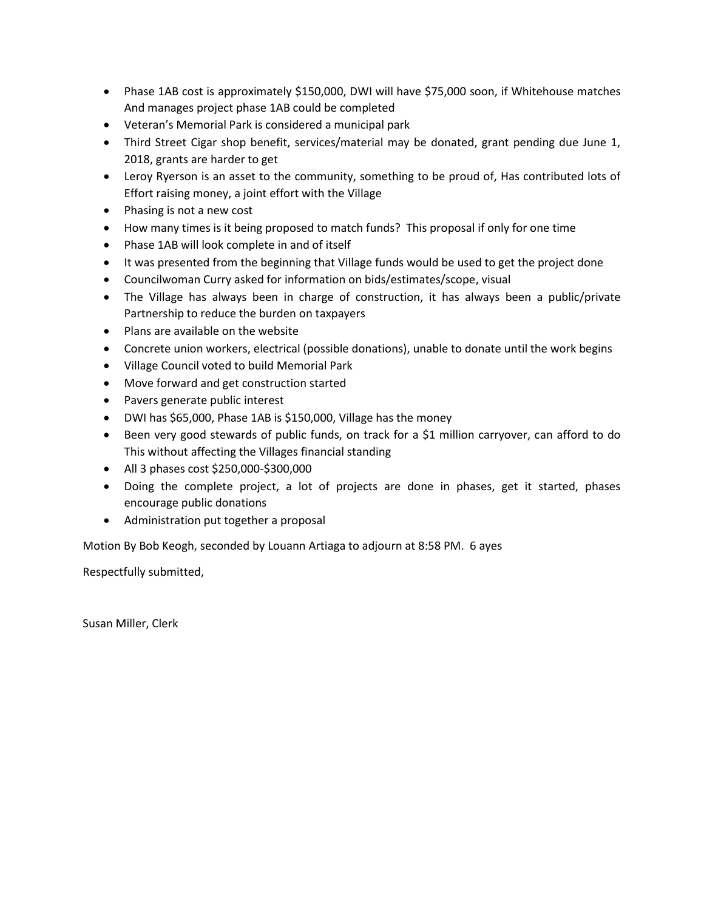- Phase 1AB cost is approximately $150,000, DWI will have $75,000 soon, if Whitehouse matches And manages project phase 1AB could be completed
- Veteran's Memorial Park is considered a municipal park
- Third Street Cigar shop benefit, services/material may be donated, grant pending due June 1, 2018, grants are harder to get
- Leroy Ryerson is an asset to the community, something to be proud of, Has contributed lots of Effort raising money, a joint effort with the Village
- Phasing is not a new cost
- How many times is it being proposed to match funds? This proposal if only for one time
- Phase 1AB will look complete in and of itself
- It was presented from the beginning that Village funds would be used to get the project done
- Councilwoman Curry asked for information on bids/estimates/scope, visual
- The Village has always been in charge of construction, it has always been a public/private Partnership to reduce the burden on taxpayers
- Plans are available on the website
- Concrete union workers, electrical (possible donations), unable to donate until the work begins
- Village Council voted to build Memorial Park
- Move forward and get construction started
- Pavers generate public interest
- DWI has $65,000, Phase 1AB is $150,000, Village has the money
- Been very good stewards of public funds, on track for a $1 million carryover, can afford to do This without affecting the Villages financial standing
- All 3 phases cost $250,000-$300,000
- Doing the complete project, a lot of projects are done in phases, get it started, phases encourage public donations
- Administration put together a proposal

Motion By Bob Keogh, seconded by Louann Artiaga to adjourn at 8:58 PM. 6 ayes

Respectfully submitted,

Susan Miller, Clerk